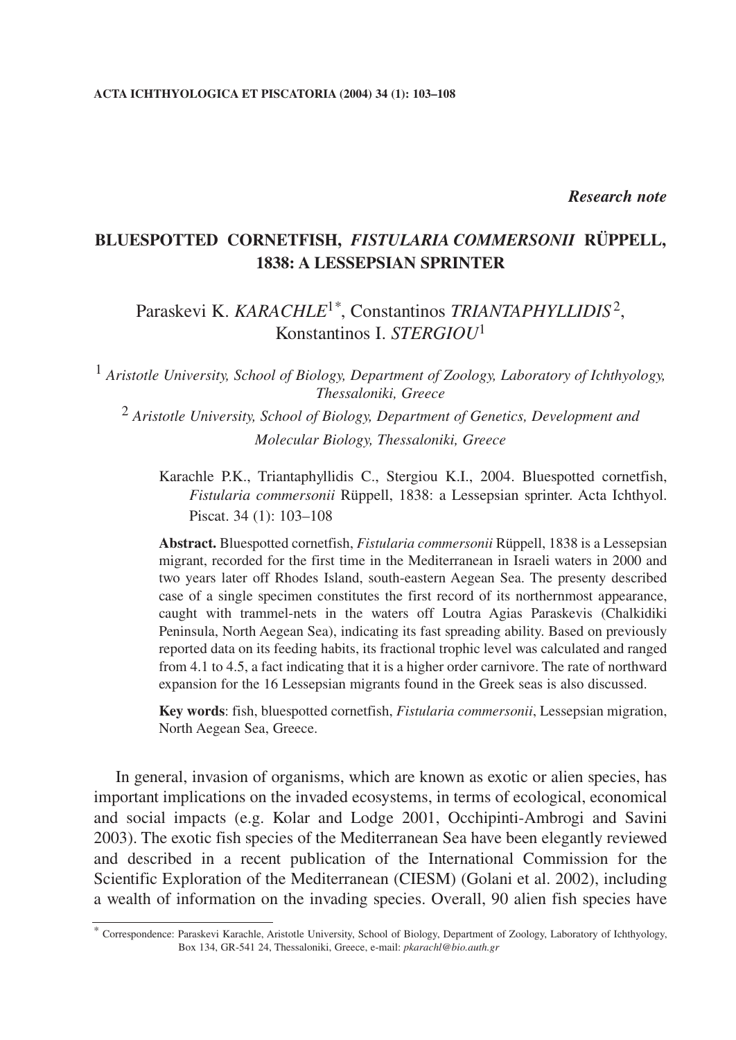*Research note*

# BLUESPOTTED CORNETFISH, *FISTULARIA COMMERSONII* RÜPPELL, 1838: A LESSEPSIAN SPRINTER

Paraskevi K. *KARACHLE*[1*], Constantinos *TRIANTAPHYLLIDIS*[2], Konstantinos I. *STERGIOU*[1]

[1] *Aristotle University, School of Biology, Department of Zoology, Laboratory of Ichthyology, Thessaloniki, Greece*

[2] *Aristotle University, School of Biology, Department of Genetics, Development and Molecular Biology, Thessaloniki, Greece*

Karachle P.K., Triantaphyllidis C., Stergiou K.I., 2004. Bluespotted cornetfish, *Fistularia commersonii* Rüppell, 1838: a Lessepsian sprinter. Acta Ichthyol. Piscat. 34 (1): 103–108

**Abstract.** Bluespotted cornetfish, *Fistularia commersonii* Rüppell, 1838 is a Lessepsian migrant, recorded for the first time in the Mediterranean in Israeli waters in 2000 and two years later off Rhodes Island, south-eastern Aegean Sea. The presenty described case of a single specimen constitutes the first record of its northernmost appearance, caught with trammel-nets in the waters off Loutra Agias Paraskevis (Chalkidiki Peninsula, North Aegean Sea), indicating its fast spreading ability. Based on previously reported data on its feeding habits, its fractional trophic level was calculated and ranged from 4.1 to 4.5, a fact indicating that it is a higher order carnivore. The rate of northward expansion for the 16 Lessepsian migrants found in the Greek seas is also discussed.

**Key words**: fish, bluespotted cornetfish, *Fistularia commersonii*, Lessepsian migration, North Aegean Sea, Greece.

In general, invasion of organisms, which are known as exotic or alien species, has important implications on the invaded ecosystems, in terms of ecological, economical and social impacts (e.g. Kolar and Lodge 2001, Occhipinti-Ambrogi and Savini 2003). The exotic fish species of the Mediterranean Sea have been elegantly reviewed and described in a recent publication of the International Commission for the Scientific Exploration of the Mediterranean (CIESM) (Golani et al. 2002), including a wealth of information on the invading species. Overall, 90 alien fish species have

[*] Correspondence: Paraskevi Karachle, Aristotle University, School of Biology, Department of Zoology, Laboratory of Ichthyology, Box 134, GR-541 24, Thessaloniki, Greece, e-mail: *pkarachl@bio.auth.gr*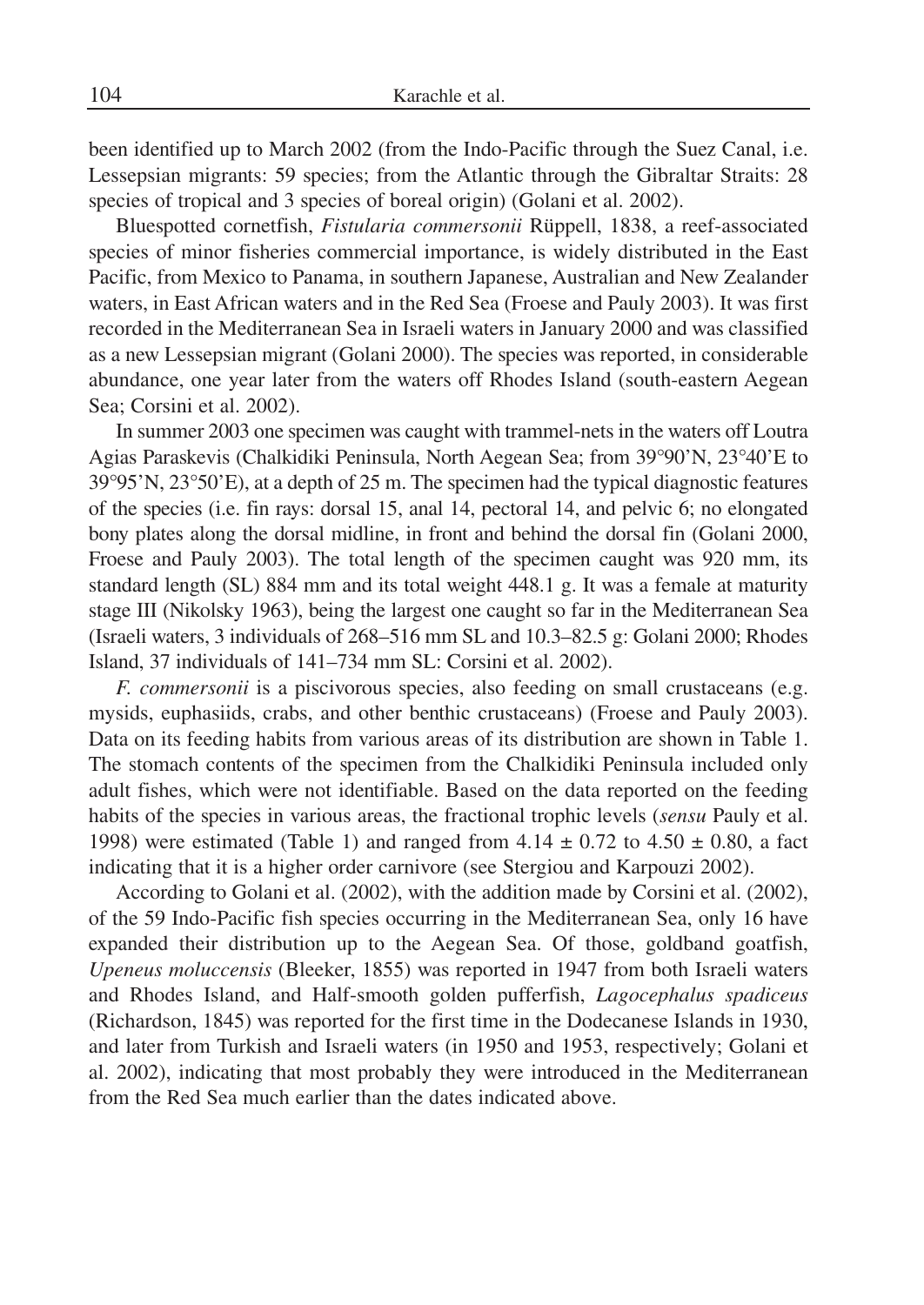been identified up to March 2002 (from the Indo-Pacific through the Suez Canal, i.e. Lessepsian migrants: 59 species; from the Atlantic through the Gibraltar Straits: 28 species of tropical and 3 species of boreal origin) (Golani et al. 2002).

Bluespotted cornetfish, *Fistularia commersonii* Rüppell, 1838, a reef-associated species of minor fisheries commercial importance, is widely distributed in the East Pacific, from Mexico to Panama, in southern Japanese, Australian and New Zealander waters, in East African waters and in the Red Sea (Froese and Pauly 2003). It was first recorded in the Mediterranean Sea in Israeli waters in January 2000 and was classified as a new Lessepsian migrant (Golani 2000). The species was reported, in considerable abundance, one year later from the waters off Rhodes Island (south-eastern Aegean Sea; Corsini et al. 2002).

In summer 2003 one specimen was caught with trammel-nets in the waters off Loutra Agias Paraskevis (Chalkidiki Peninsula, North Aegean Sea; from 39°90'N, 23°40'E to 39°95'N, 23°50'E), at a depth of 25 m. The specimen had the typical diagnostic features of the species (i.e. fin rays: dorsal 15, anal 14, pectoral 14, and pelvic 6; no elongated bony plates along the dorsal midline, in front and behind the dorsal fin (Golani 2000, Froese and Pauly 2003). The total length of the specimen caught was 920 mm, its standard length (SL) 884 mm and its total weight 448.1 g. It was a female at maturity stage III (Nikolsky 1963), being the largest one caught so far in the Mediterranean Sea (Israeli waters, 3 individuals of 268–516 mm SL and 10.3–82.5 g: Golani 2000; Rhodes Island, 37 individuals of 141–734 mm SL: Corsini et al. 2002).

*F. commersonii* is a piscivorous species, also feeding on small crustaceans (e.g. mysids, euphasiids, crabs, and other benthic crustaceans) (Froese and Pauly 2003). Data on its feeding habits from various areas of its distribution are shown in Table 1. The stomach contents of the specimen from the Chalkidiki Peninsula included only adult fishes, which were not identifiable. Based on the data reported on the feeding habits of the species in various areas, the fractional trophic levels (*sensu* Pauly et al. 1998) were estimated (Table 1) and ranged from $4.14 \pm 0.72$ to $4.50 \pm 0.80$, a fact indicating that it is a higher order carnivore (see Stergiou and Karpouzi 2002).

According to Golani et al. (2002), with the addition made by Corsini et al. (2002), of the 59 Indo-Pacific fish species occurring in the Mediterranean Sea, only 16 have expanded their distribution up to the Aegean Sea. Of those, goldband goatfish, *Upeneus moluccensis* (Bleeker, 1855) was reported in 1947 from both Israeli waters and Rhodes Island, and Half-smooth golden pufferfish, *Lagocephalus spadiceus* (Richardson, 1845) was reported for the first time in the Dodecanese Islands in 1930, and later from Turkish and Israeli waters (in 1950 and 1953, respectively; Golani et al. 2002), indicating that most probably they were introduced in the Mediterranean from the Red Sea much earlier than the dates indicated above.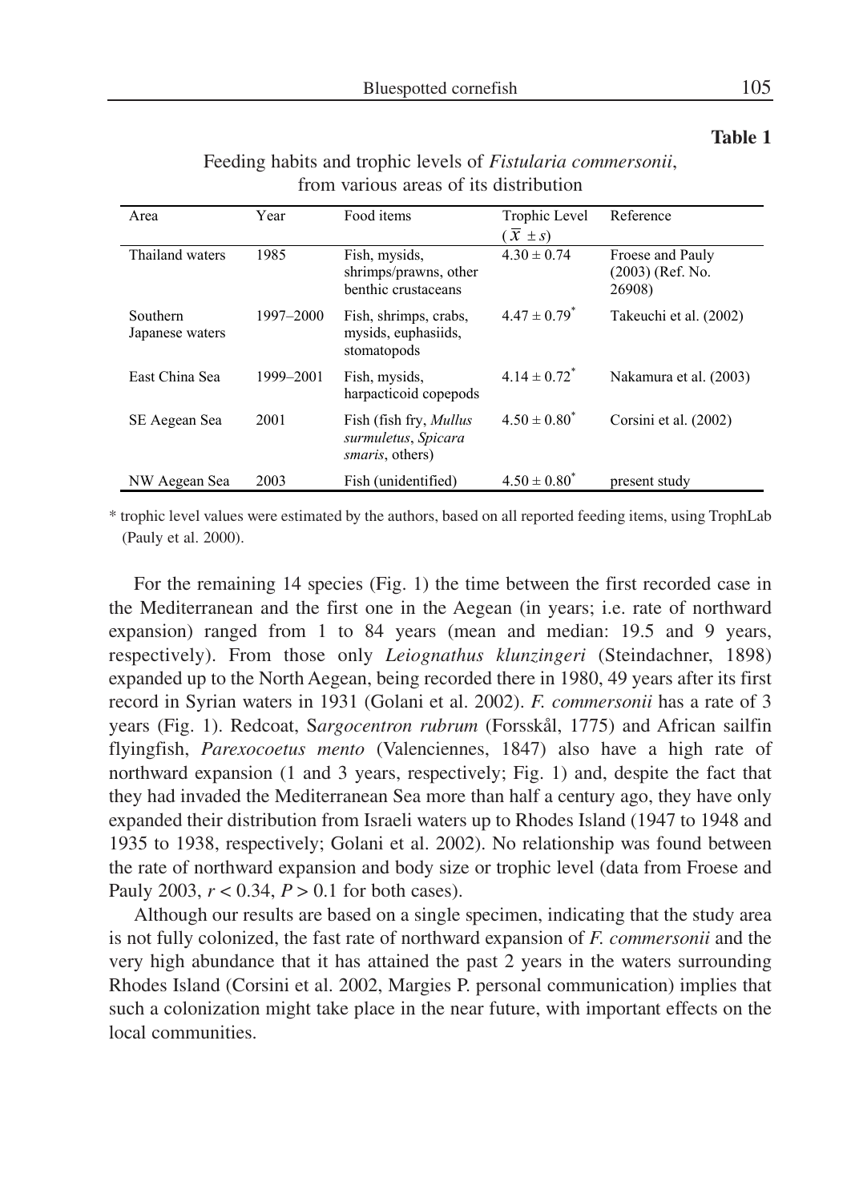**Table 1**

Feeding habits and trophic levels of *Fistularia commersonii*, from various areas of its distribution

| Area | Year | Food items | Trophic Level ($\overline{x} \pm s$) | Reference |
|---|---|---|---|---|
| Thailand waters | 1985 | Fish, mysids, shrimps/prawns, other benthic crustaceans | 4.30 ± 0.74 | Froese and Pauly (2003) (Ref. No. 26908) |
| Southern Japanese waters | 1997–2000 | Fish, shrimps, crabs, mysids, euphasiids, stomatopods | 4.47 ± 0.79* | Takeuchi et al. (2002) |
| East China Sea | 1999–2001 | Fish, mysids, harpacticoid copepods | 4.14 ± 0.72* | Nakamura et al. (2003) |
| SE Aegean Sea | 2001 | Fish (fish fry, *Mullus surmuletus*, *Spicara smaris*, others) | 4.50 ± 0.80* | Corsini et al. (2002) |
| NW Aegean Sea | 2003 | Fish (unidentified) | 4.50 ± 0.80* | present study |

\* trophic level values were estimated by the authors, based on all reported feeding items, using TrophLab (Pauly et al. 2000).

For the remaining 14 species (Fig. 1) the time between the first recorded case in the Mediterranean and the first one in the Aegean (in years; i.e. rate of northward expansion) ranged from 1 to 84 years (mean and median: 19.5 and 9 years, respectively). From those only *Leiognathus klunzingeri* (Steindachner, 1898) expanded up to the North Aegean, being recorded there in 1980, 49 years after its first record in Syrian waters in 1931 (Golani et al. 2002). *F. commersonii* has a rate of 3 years (Fig. 1). Redcoat, S*argocentron rubrum* (Forsskål, 1775) and African sailfin flyingfish, *Parexocoetus mento* (Valenciennes, 1847) also have a high rate of northward expansion (1 and 3 years, respectively; Fig. 1) and, despite the fact that they had invaded the Mediterranean Sea more than half a century ago, they have only expanded their distribution from Israeli waters up to Rhodes Island (1947 to 1948 and 1935 to 1938, respectively; Golani et al. 2002). No relationship was found between the rate of northward expansion and body size or trophic level (data from Froese and Pauly 2003, $r < 0.34$, $P > 0.1$ for both cases).

Although our results are based on a single specimen, indicating that the study area is not fully colonized, the fast rate of northward expansion of *F. commersonii* and the very high abundance that it has attained the past 2 years in the waters surrounding Rhodes Island (Corsini et al. 2002, Margies P. personal communication) implies that such a colonization might take place in the near future, with important effects on the local communities.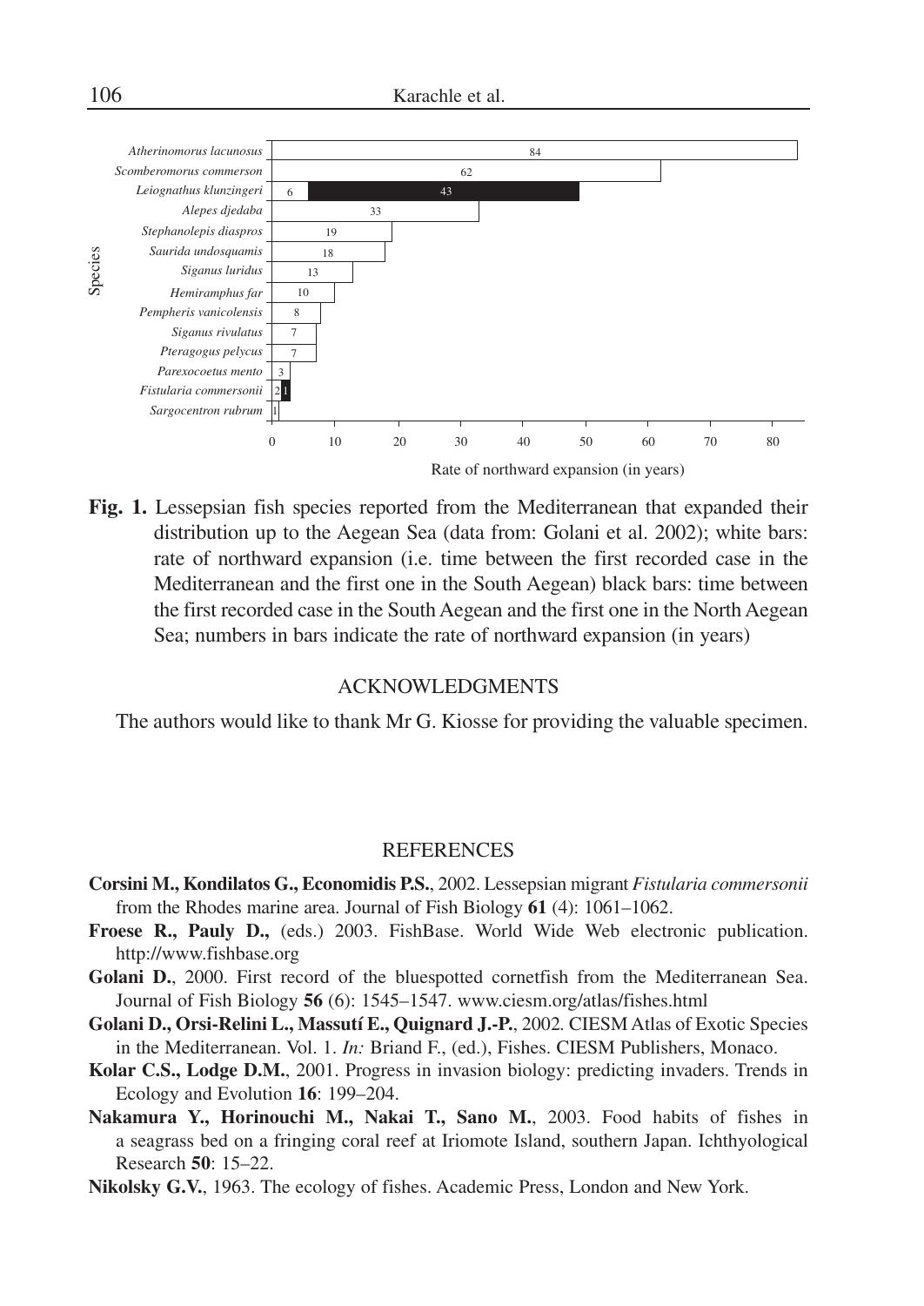**Fig. 1.** Lessepsian fish species reported from the Mediterranean that expanded their distribution up to the Aegean Sea (data from: Golani et al. 2002); white bars: rate of northward expansion (i.e. time between the first recorded case in the Mediterranean and the first one in the South Aegean) black bars: time between the first recorded case in the South Aegean and the first one in the North Aegean Sea; numbers in bars indicate the rate of northward expansion (in years)

## ACKNOWLEDGMENTS

The authors would like to thank Mr G. Kiosse for providing the valuable specimen.

## REFERENCES

**Corsini M., Kondilatos G., Economidis P.S.**, 2002. Lessepsian migrant *Fistularia commersonii* from the Rhodes marine area. Journal of Fish Biology **61** (4): 1061–1062.

**Froese R., Pauly D.,** (eds.) 2003. FishBase. World Wide Web electronic publication. http://www.fishbase.org

**Golani D.**, 2000. First record of the bluespotted cornetfish from the Mediterranean Sea. Journal of Fish Biology **56** (6): 1545–1547. www.ciesm.org/atlas/fishes.html

**Golani D., Orsi-Relini L., Massutí E., Quignard J.-P.**, 2002. CIESM Atlas of Exotic Species in the Mediterranean. Vol. 1. *In:* Briand F., (ed.), Fishes. CIESM Publishers, Monaco.

**Kolar C.S., Lodge D.M.**, 2001. Progress in invasion biology: predicting invaders. Trends in Ecology and Evolution **16**: 199–204.

**Nakamura Y., Horinouchi M., Nakai T., Sano M.**, 2003. Food habits of fishes in a seagrass bed on a fringing coral reef at Iriomote Island, southern Japan. Ichthyological Research **50**: 15–22.

**Nikolsky G.V.**, 1963. The ecology of fishes. Academic Press, London and New York.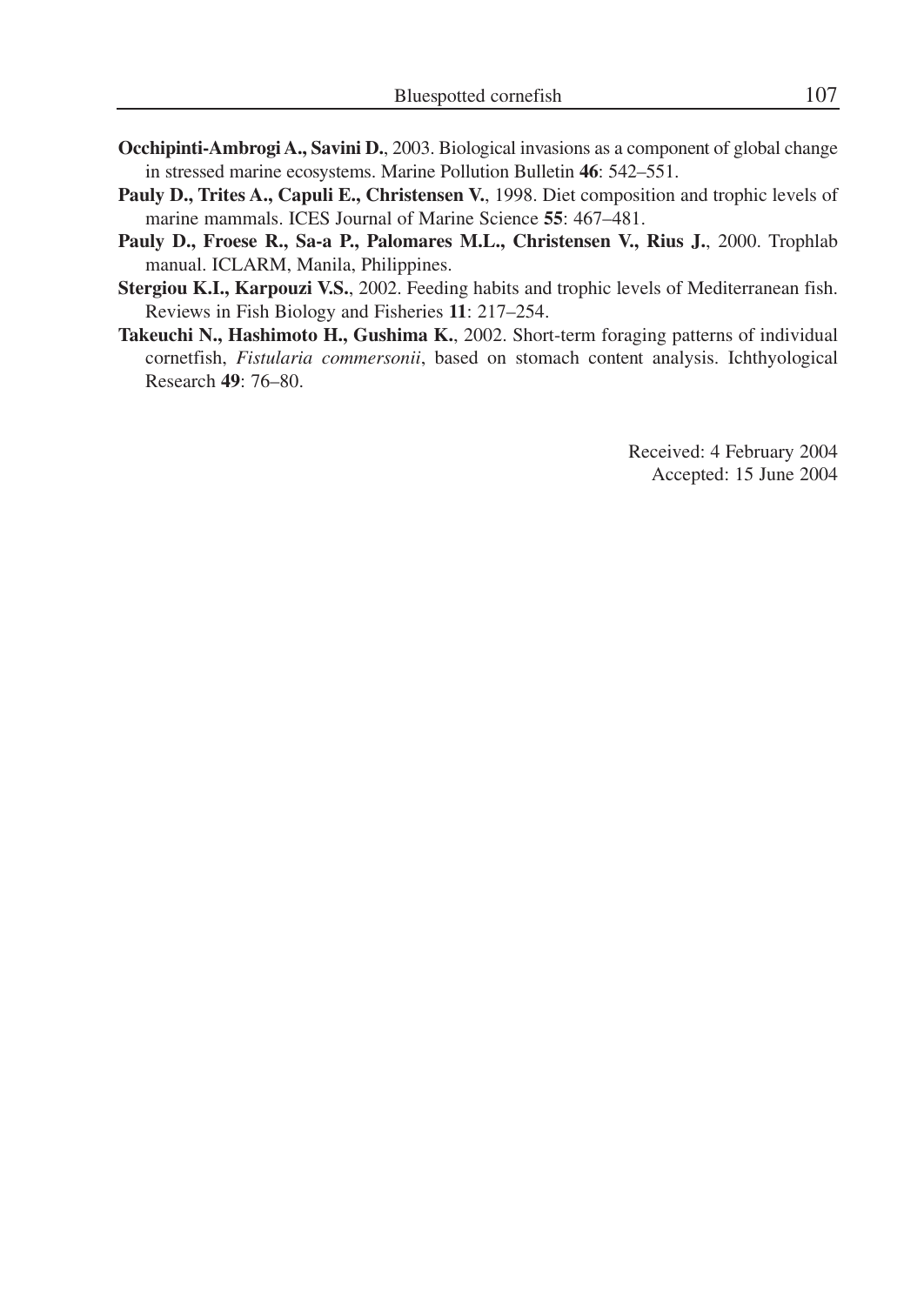**Occhipinti-Ambrogi A., Savini D.**, 2003. Biological invasions as a component of global change in stressed marine ecosystems. Marine Pollution Bulletin **46**: 542–551.

**Pauly D., Trites A., Capuli E., Christensen V.**, 1998. Diet composition and trophic levels of marine mammals. ICES Journal of Marine Science **55**: 467–481.

**Pauly D., Froese R., Sa-a P., Palomares M.L., Christensen V., Rius J.**, 2000. Trophlab manual. ICLARM, Manila, Philippines.

**Stergiou K.I., Karpouzi V.S.**, 2002. Feeding habits and trophic levels of Mediterranean fish. Reviews in Fish Biology and Fisheries **11**: 217–254.

**Takeuchi N., Hashimoto H., Gushima K.**, 2002. Short-term foraging patterns of individual cornetfish, *Fistularia commersonii*, based on stomach content analysis. Ichthyological Research **49**: 76–80.

Received: 4 February 2004
Accepted: 15 June 2004